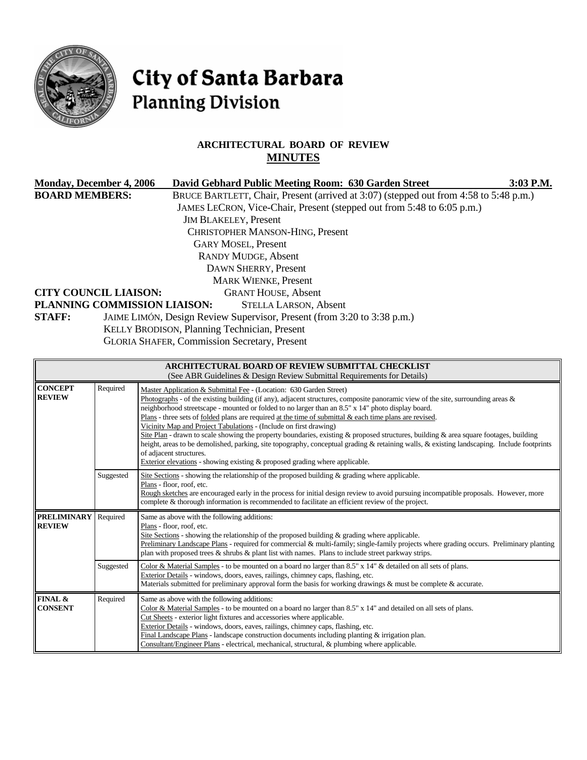# City of Santa Barbara
## Planning Division

### ARCHITECTURAL BOARD OF REVIEW
### MINUTES

**Monday, December 4, 2006** **David Gebhard Public Meeting Room: 630 Garden Street** **3:03 P.M.**

**BOARD MEMBERS:** BRUCE BARTLETT, Chair, Present (arrived at 3:07) (stepped out from 4:58 to 5:48 p.m.)
JAMES LECRON, Vice-Chair, Present (stepped out from 5:48 to 6:05 p.m.)
JIM BLAKELEY, Present
CHRISTOPHER MANSON-HING, Present
GARY MOSEL, Present
RANDY MUDGE, Absent
DAWN SHERRY, Present
MARK WIENKE, Present

**CITY COUNCIL LIAISON:** GRANT HOUSE, Absent

**PLANNING COMMISSION LIAISON:** STELLA LARSON, Absent

**STAFF:** JAIME LIMÓN, Design Review Supervisor, Present (from 3:20 to 3:38 p.m.)
KELLY BRODISON, Planning Technician, Present
GLORIA SHAFER, Commission Secretary, Present

| ARCHITECTURAL BOARD OF REVIEW SUBMITTAL CHECKLIST (See ABR Guidelines & Design Review Submittal Requirements for Details) | | |
|---|---|---|
| **CONCEPT REVIEW** | Required | Master Application & Submittal Fee - (Location: 630 Garden Street)<br>Photographs - of the existing building (if any), adjacent structures, composite panoramic view of the site, surrounding areas & neighborhood streetscape - mounted or folded to no larger than an 8.5" x 14" photo display board.<br>Plans - three sets of folded plans are required at the time of submittal & each time plans are revised.<br>Vicinity Map and Project Tabulations - (Include on first drawing)<br>Site Plan - drawn to scale showing the property boundaries, existing & proposed structures, building & area square footages, building height, areas to be demolished, parking, site topography, conceptual grading & retaining walls, & existing landscaping. Include footprints of adjacent structures.<br>Exterior elevations - showing existing & proposed grading where applicable. |
| | Suggested | Site Sections - showing the relationship of the proposed building & grading where applicable.<br>Plans - floor, roof, etc.<br>Rough sketches are encouraged early in the process for initial design review to avoid pursuing incompatible proposals. However, more complete & thorough information is recommended to facilitate an efficient review of the project. |
| **PRELIMINARY REVIEW** | Required | Same as above with the following additions:<br>Plans - floor, roof, etc.<br>Site Sections - showing the relationship of the proposed building & grading where applicable.<br>Preliminary Landscape Plans - required for commercial & multi-family; single-family projects where grading occurs. Preliminary planting plan with proposed trees & shrubs & plant list with names. Plans to include street parkway strips. |
| | Suggested | Color & Material Samples - to be mounted on a board no larger than 8.5" x 14" & detailed on all sets of plans.<br>Exterior Details - windows, doors, eaves, railings, chimney caps, flashing, etc.<br>Materials submitted for preliminary approval form the basis for working drawings & must be complete & accurate. |
| **FINAL & CONSENT** | Required | Same as above with the following additions:<br>Color & Material Samples - to be mounted on a board no larger than 8.5" x 14" and detailed on all sets of plans.<br>Cut Sheets - exterior light fixtures and accessories where applicable.<br>Exterior Details - windows, doors, eaves, railings, chimney caps, flashing, etc.<br>Final Landscape Plans - landscape construction documents including planting & irrigation plan.<br>Consultant/Engineer Plans - electrical, mechanical, structural, & plumbing where applicable. |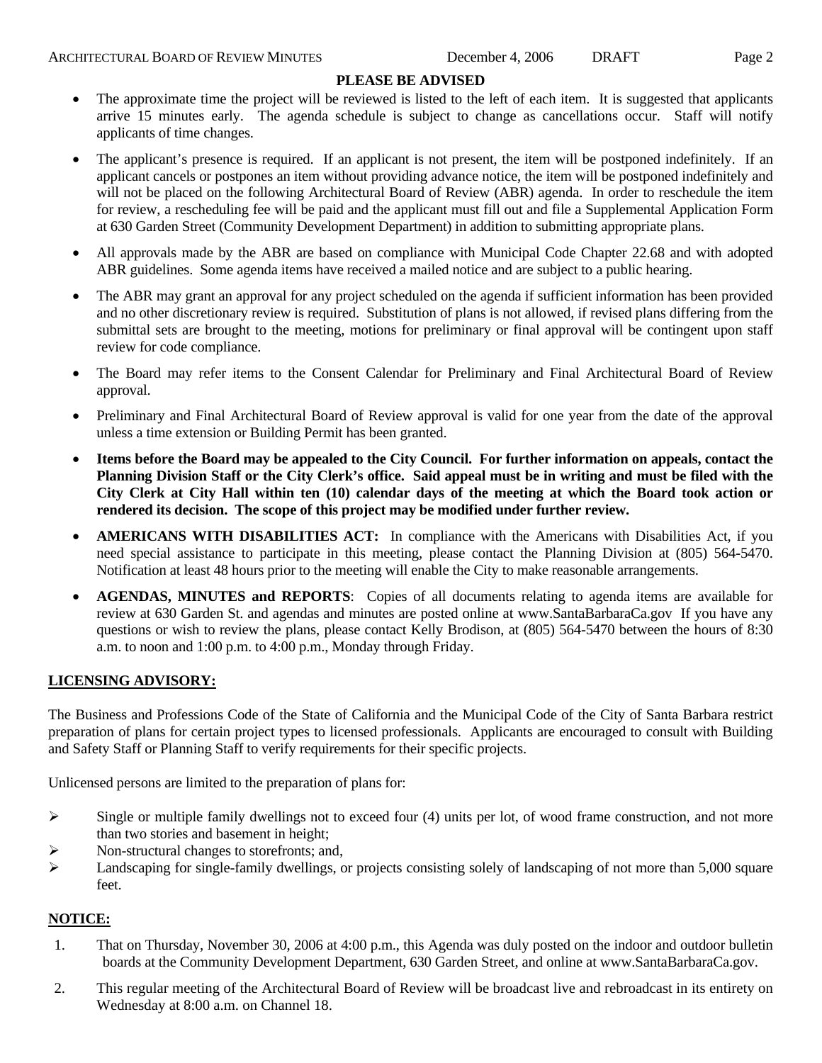**PLEASE BE ADVISED**

- The approximate time the project will be reviewed is listed to the left of each item. It is suggested that applicants arrive 15 minutes early. The agenda schedule is subject to change as cancellations occur. Staff will notify applicants of time changes.
- The applicant's presence is required. If an applicant is not present, the item will be postponed indefinitely. If an applicant cancels or postpones an item without providing advance notice, the item will be postponed indefinitely and will not be placed on the following Architectural Board of Review (ABR) agenda. In order to reschedule the item for review, a rescheduling fee will be paid and the applicant must fill out and file a Supplemental Application Form at 630 Garden Street (Community Development Department) in addition to submitting appropriate plans.
- All approvals made by the ABR are based on compliance with Municipal Code Chapter 22.68 and with adopted ABR guidelines. Some agenda items have received a mailed notice and are subject to a public hearing.
- The ABR may grant an approval for any project scheduled on the agenda if sufficient information has been provided and no other discretionary review is required. Substitution of plans is not allowed, if revised plans differing from the submittal sets are brought to the meeting, motions for preliminary or final approval will be contingent upon staff review for code compliance.
- The Board may refer items to the Consent Calendar for Preliminary and Final Architectural Board of Review approval.
- Preliminary and Final Architectural Board of Review approval is valid for one year from the date of the approval unless a time extension or Building Permit has been granted.
- **Items before the Board may be appealed to the City Council. For further information on appeals, contact the Planning Division Staff or the City Clerk's office. Said appeal must be in writing and must be filed with the City Clerk at City Hall within ten (10) calendar days of the meeting at which the Board took action or rendered its decision. The scope of this project may be modified under further review.**
- **AMERICANS WITH DISABILITIES ACT:** In compliance with the Americans with Disabilities Act, if you need special assistance to participate in this meeting, please contact the Planning Division at (805) 564-5470. Notification at least 48 hours prior to the meeting will enable the City to make reasonable arrangements.
- **AGENDAS, MINUTES and REPORTS**: Copies of all documents relating to agenda items are available for review at 630 Garden St. and agendas and minutes are posted online at www.SantaBarbaraCa.gov If you have any questions or wish to review the plans, please contact Kelly Brodison, at (805) 564-5470 between the hours of 8:30 a.m. to noon and 1:00 p.m. to 4:00 p.m., Monday through Friday.

## LICENSING ADVISORY:

The Business and Professions Code of the State of California and the Municipal Code of the City of Santa Barbara restrict preparation of plans for certain project types to licensed professionals. Applicants are encouraged to consult with Building and Safety Staff or Planning Staff to verify requirements for their specific projects.

Unlicensed persons are limited to the preparation of plans for:

- Single or multiple family dwellings not to exceed four (4) units per lot, of wood frame construction, and not more than two stories and basement in height;
- Non-structural changes to storefronts; and,
- Landscaping for single-family dwellings, or projects consisting solely of landscaping of not more than 5,000 square feet.

## NOTICE:

1. That on Thursday, November 30, 2006 at 4:00 p.m., this Agenda was duly posted on the indoor and outdoor bulletin boards at the Community Development Department, 630 Garden Street, and online at www.SantaBarbaraCa.gov.
2. This regular meeting of the Architectural Board of Review will be broadcast live and rebroadcast in its entirety on Wednesday at 8:00 a.m. on Channel 18.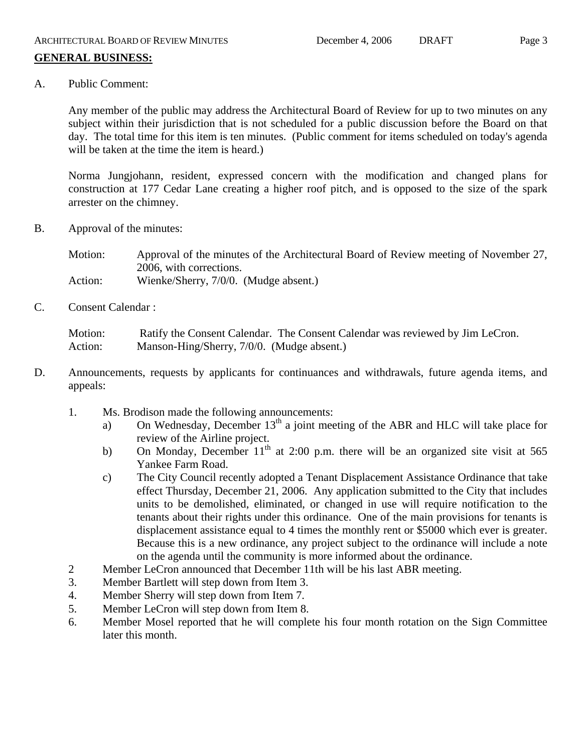## GENERAL BUSINESS:

A. Public Comment:

Any member of the public may address the Architectural Board of Review for up to two minutes on any subject within their jurisdiction that is not scheduled for a public discussion before the Board on that day. The total time for this item is ten minutes. (Public comment for items scheduled on today's agenda will be taken at the time the item is heard.)

Norma Jungjohann, resident, expressed concern with the modification and changed plans for construction at 177 Cedar Lane creating a higher roof pitch, and is opposed to the size of the spark arrester on the chimney.

B. Approval of the minutes:

Motion: Approval of the minutes of the Architectural Board of Review meeting of November 27, 2006, with corrections.
Action: Wienke/Sherry, 7/0/0. (Mudge absent.)

C. Consent Calendar :

Motion: Ratify the Consent Calendar. The Consent Calendar was reviewed by Jim LeCron.
Action: Manson-Hing/Sherry, 7/0/0. (Mudge absent.)

D. Announcements, requests by applicants for continuances and withdrawals, future agenda items, and appeals:

1. Ms. Brodison made the following announcements:
   a) On Wednesday, December 13th a joint meeting of the ABR and HLC will take place for review of the Airline project.
   b) On Monday, December 11th at 2:00 p.m. there will be an organized site visit at 565 Yankee Farm Road.
   c) The City Council recently adopted a Tenant Displacement Assistance Ordinance that take effect Thursday, December 21, 2006. Any application submitted to the City that includes units to be demolished, eliminated, or changed in use will require notification to the tenants about their rights under this ordinance. One of the main provisions for tenants is displacement assistance equal to 4 times the monthly rent or $5000 which ever is greater. Because this is a new ordinance, any project subject to the ordinance will include a note on the agenda until the community is more informed about the ordinance.
2. Member LeCron announced that December 11th will be his last ABR meeting.
3. Member Bartlett will step down from Item 3.
4. Member Sherry will step down from Item 7.
5. Member LeCron will step down from Item 8.
6. Member Mosel reported that he will complete his four month rotation on the Sign Committee later this month.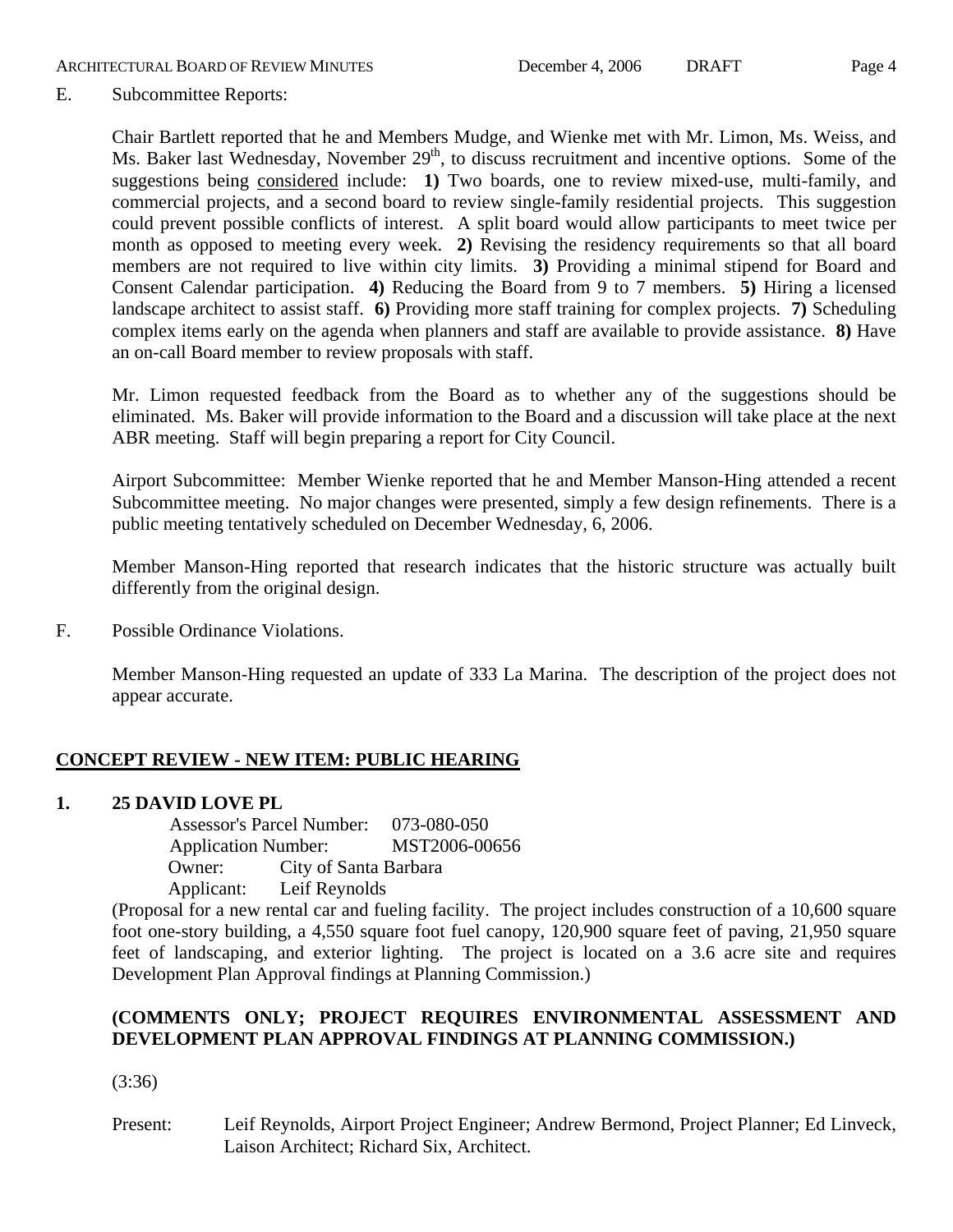E. Subcommittee Reports:

Chair Bartlett reported that he and Members Mudge, and Wienke met with Mr. Limon, Ms. Weiss, and Ms. Baker last Wednesday, November 29th, to discuss recruitment and incentive options. Some of the suggestions being considered include: **1)** Two boards, one to review mixed-use, multi-family, and commercial projects, and a second board to review single-family residential projects. This suggestion could prevent possible conflicts of interest. A split board would allow participants to meet twice per month as opposed to meeting every week. **2)** Revising the residency requirements so that all board members are not required to live within city limits. **3)** Providing a minimal stipend for Board and Consent Calendar participation. **4)** Reducing the Board from 9 to 7 members. **5)** Hiring a licensed landscape architect to assist staff. **6)** Providing more staff training for complex projects. **7)** Scheduling complex items early on the agenda when planners and staff are available to provide assistance. **8)** Have an on-call Board member to review proposals with staff.

Mr. Limon requested feedback from the Board as to whether any of the suggestions should be eliminated. Ms. Baker will provide information to the Board and a discussion will take place at the next ABR meeting. Staff will begin preparing a report for City Council.

Airport Subcommittee: Member Wienke reported that he and Member Manson-Hing attended a recent Subcommittee meeting. No major changes were presented, simply a few design refinements. There is a public meeting tentatively scheduled on December Wednesday, 6, 2006.

Member Manson-Hing reported that research indicates that the historic structure was actually built differently from the original design.

F. Possible Ordinance Violations.

Member Manson-Hing requested an update of 333 La Marina. The description of the project does not appear accurate.

## CONCEPT REVIEW - NEW ITEM: PUBLIC HEARING

**1. 25 DAVID LOVE PL**

Assessor's Parcel Number: 073-080-050
Application Number: MST2006-00656
Owner: City of Santa Barbara
Applicant: Leif Reynolds

(Proposal for a new rental car and fueling facility. The project includes construction of a 10,600 square foot one-story building, a 4,550 square foot fuel canopy, 120,900 square feet of paving, 21,950 square feet of landscaping, and exterior lighting. The project is located on a 3.6 acre site and requires Development Plan Approval findings at Planning Commission.)

**(COMMENTS ONLY; PROJECT REQUIRES ENVIRONMENTAL ASSESSMENT AND DEVELOPMENT PLAN APPROVAL FINDINGS AT PLANNING COMMISSION.)**

(3:36)

Present: Leif Reynolds, Airport Project Engineer; Andrew Bermond, Project Planner; Ed Linveck, Laison Architect; Richard Six, Architect.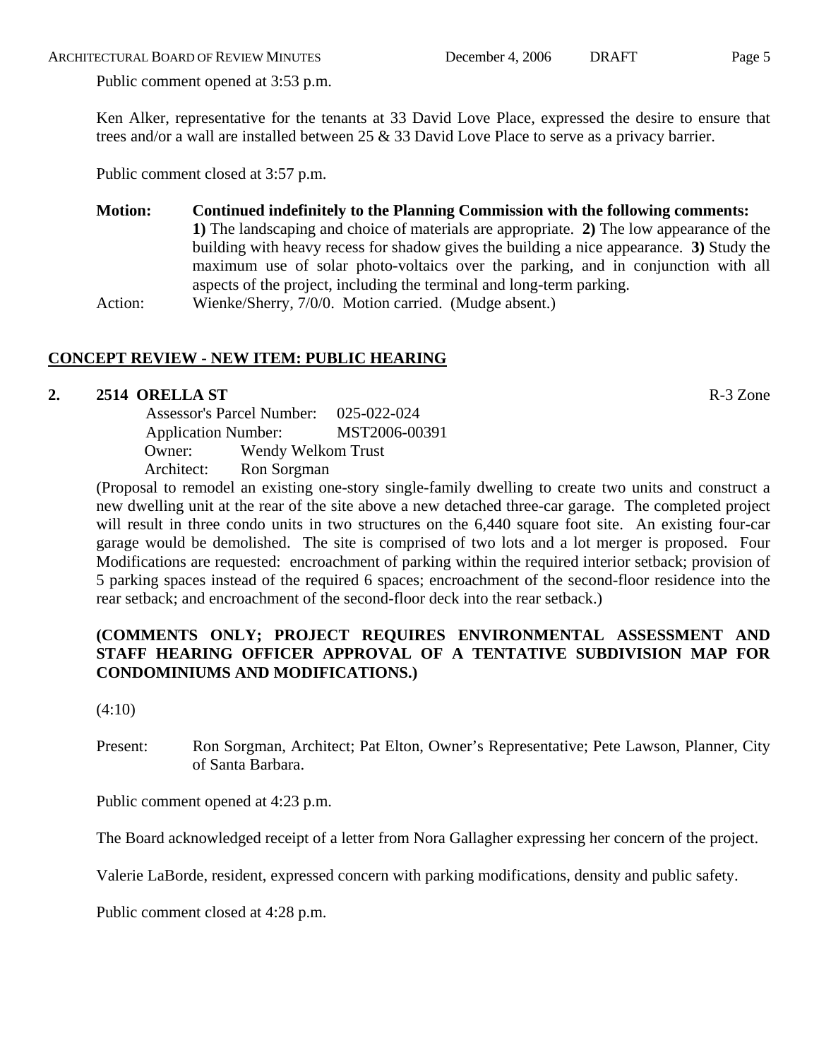Public comment opened at 3:53 p.m.

Ken Alker, representative for the tenants at 33 David Love Place, expressed the desire to ensure that trees and/or a wall are installed between 25 & 33 David Love Place to serve as a privacy barrier.

Public comment closed at 3:57 p.m.

**Motion:** **Continued indefinitely to the Planning Commission with the following comments:** **1)** The landscaping and choice of materials are appropriate. **2)** The low appearance of the building with heavy recess for shadow gives the building a nice appearance. **3)** Study the maximum use of solar photo-voltaics over the parking, and in conjunction with all aspects of the project, including the terminal and long-term parking.

Action: Wienke/Sherry, 7/0/0. Motion carried. (Mudge absent.)

## CONCEPT REVIEW - NEW ITEM: PUBLIC HEARING

### 2. 2514 ORELLA ST — R-3 Zone

Assessor's Parcel Number: 025-022-024
Application Number: MST2006-00391
Owner: Wendy Welkom Trust
Architect: Ron Sorgman

(Proposal to remodel an existing one-story single-family dwelling to create two units and construct a new dwelling unit at the rear of the site above a new detached three-car garage. The completed project will result in three condo units in two structures on the 6,440 square foot site. An existing four-car garage would be demolished. The site is comprised of two lots and a lot merger is proposed. Four Modifications are requested: encroachment of parking within the required interior setback; provision of 5 parking spaces instead of the required 6 spaces; encroachment of the second-floor residence into the rear setback; and encroachment of the second-floor deck into the rear setback.)

**(COMMENTS ONLY; PROJECT REQUIRES ENVIRONMENTAL ASSESSMENT AND STAFF HEARING OFFICER APPROVAL OF A TENTATIVE SUBDIVISION MAP FOR CONDOMINIUMS AND MODIFICATIONS.)**

(4:10)

Present: Ron Sorgman, Architect; Pat Elton, Owner's Representative; Pete Lawson, Planner, City of Santa Barbara.

Public comment opened at 4:23 p.m.

The Board acknowledged receipt of a letter from Nora Gallagher expressing her concern of the project.

Valerie LaBorde, resident, expressed concern with parking modifications, density and public safety.

Public comment closed at 4:28 p.m.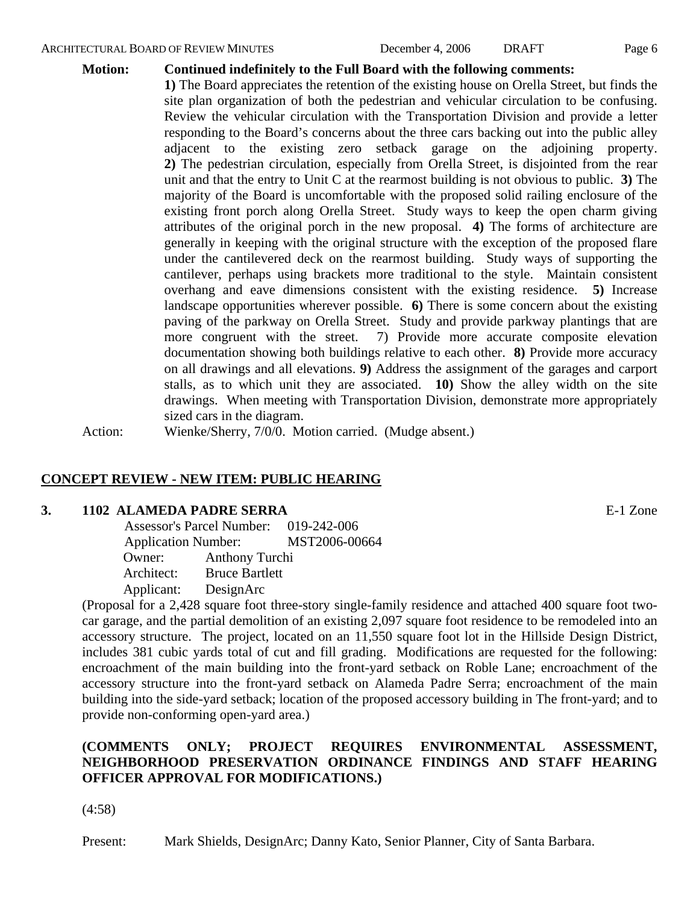**Motion:** **Continued indefinitely to the Full Board with the following comments:**

**1)** The Board appreciates the retention of the existing house on Orella Street, but finds the site plan organization of both the pedestrian and vehicular circulation to be confusing. Review the vehicular circulation with the Transportation Division and provide a letter responding to the Board's concerns about the three cars backing out into the public alley adjacent to the existing zero setback garage on the adjoining property. **2)** The pedestrian circulation, especially from Orella Street, is disjointed from the rear unit and that the entry to Unit C at the rearmost building is not obvious to public. **3)** The majority of the Board is uncomfortable with the proposed solid railing enclosure of the existing front porch along Orella Street. Study ways to keep the open charm giving attributes of the original porch in the new proposal. **4)** The forms of architecture are generally in keeping with the original structure with the exception of the proposed flare under the cantilevered deck on the rearmost building. Study ways of supporting the cantilever, perhaps using brackets more traditional to the style. Maintain consistent overhang and eave dimensions consistent with the existing residence. **5)** Increase landscape opportunities wherever possible. **6)** There is some concern about the existing paving of the parkway on Orella Street. Study and provide parkway plantings that are more congruent with the street. 7) Provide more accurate composite elevation documentation showing both buildings relative to each other. **8)** Provide more accuracy on all drawings and all elevations. **9)** Address the assignment of the garages and carport stalls, as to which unit they are associated. **10)** Show the alley width on the site drawings. When meeting with Transportation Division, demonstrate more appropriately sized cars in the diagram.

Action: Wienke/Sherry, 7/0/0. Motion carried. (Mudge absent.)

## CONCEPT REVIEW - NEW ITEM: PUBLIC HEARING

### 3. 1102 ALAMEDA PADRE SERRA — E-1 Zone

Assessor's Parcel Number: 019-242-006
Application Number: MST2006-00664
Owner: Anthony Turchi
Architect: Bruce Bartlett
Applicant: DesignArc

(Proposal for a 2,428 square foot three-story single-family residence and attached 400 square foot two-car garage, and the partial demolition of an existing 2,097 square foot residence to be remodeled into an accessory structure. The project, located on an 11,550 square foot lot in the Hillside Design District, includes 381 cubic yards total of cut and fill grading. Modifications are requested for the following: encroachment of the main building into the front-yard setback on Roble Lane; encroachment of the accessory structure into the front-yard setback on Alameda Padre Serra; encroachment of the main building into the side-yard setback; location of the proposed accessory building in The front-yard; and to provide non-conforming open-yard area.)

**(COMMENTS ONLY; PROJECT REQUIRES ENVIRONMENTAL ASSESSMENT, NEIGHBORHOOD PRESERVATION ORDINANCE FINDINGS AND STAFF HEARING OFFICER APPROVAL FOR MODIFICATIONS.)**

(4:58)

Present: Mark Shields, DesignArc; Danny Kato, Senior Planner, City of Santa Barbara.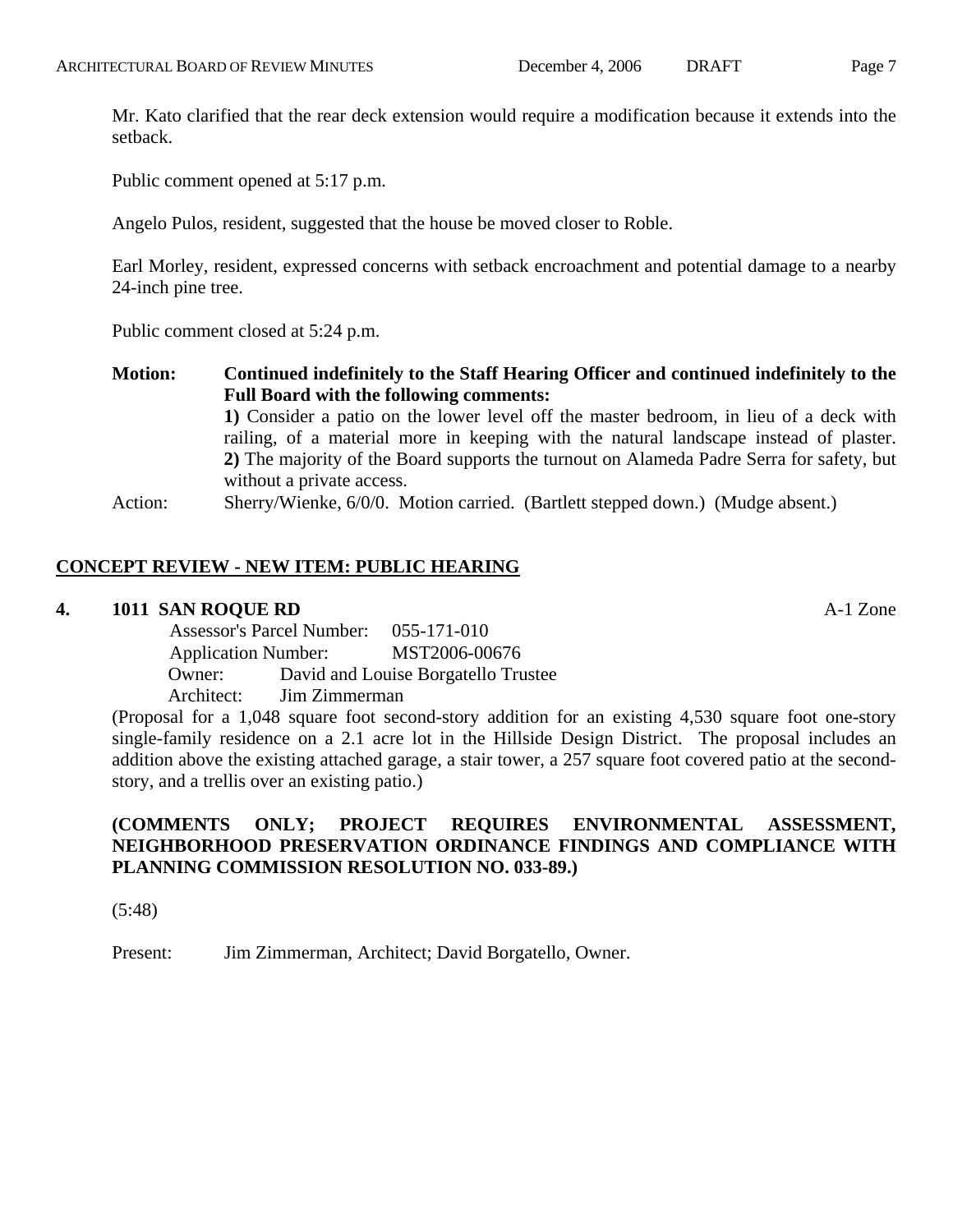Mr. Kato clarified that the rear deck extension would require a modification because it extends into the setback.

Public comment opened at 5:17 p.m.

Angelo Pulos, resident, suggested that the house be moved closer to Roble.

Earl Morley, resident, expressed concerns with setback encroachment and potential damage to a nearby 24-inch pine tree.

Public comment closed at 5:24 p.m.

**Motion:** **Continued indefinitely to the Staff Hearing Officer and continued indefinitely to the Full Board with the following comments:**
**1)** Consider a patio on the lower level off the master bedroom, in lieu of a deck with railing, of a material more in keeping with the natural landscape instead of plaster. **2)** The majority of the Board supports the turnout on Alameda Padre Serra for safety, but without a private access.

Action: Sherry/Wienke, 6/0/0. Motion carried. (Bartlett stepped down.) (Mudge absent.)

## CONCEPT REVIEW - NEW ITEM: PUBLIC HEARING

**4. 1011 SAN ROQUE RD** A-1 Zone

Assessor's Parcel Number: 055-171-010
Application Number: MST2006-00676
Owner: David and Louise Borgatello Trustee
Architect: Jim Zimmerman

(Proposal for a 1,048 square foot second-story addition for an existing 4,530 square foot one-story single-family residence on a 2.1 acre lot in the Hillside Design District. The proposal includes an addition above the existing attached garage, a stair tower, a 257 square foot covered patio at the second-story, and a trellis over an existing patio.)

**(COMMENTS ONLY; PROJECT REQUIRES ENVIRONMENTAL ASSESSMENT, NEIGHBORHOOD PRESERVATION ORDINANCE FINDINGS AND COMPLIANCE WITH PLANNING COMMISSION RESOLUTION NO. 033-89.)**

(5:48)

Present: Jim Zimmerman, Architect; David Borgatello, Owner.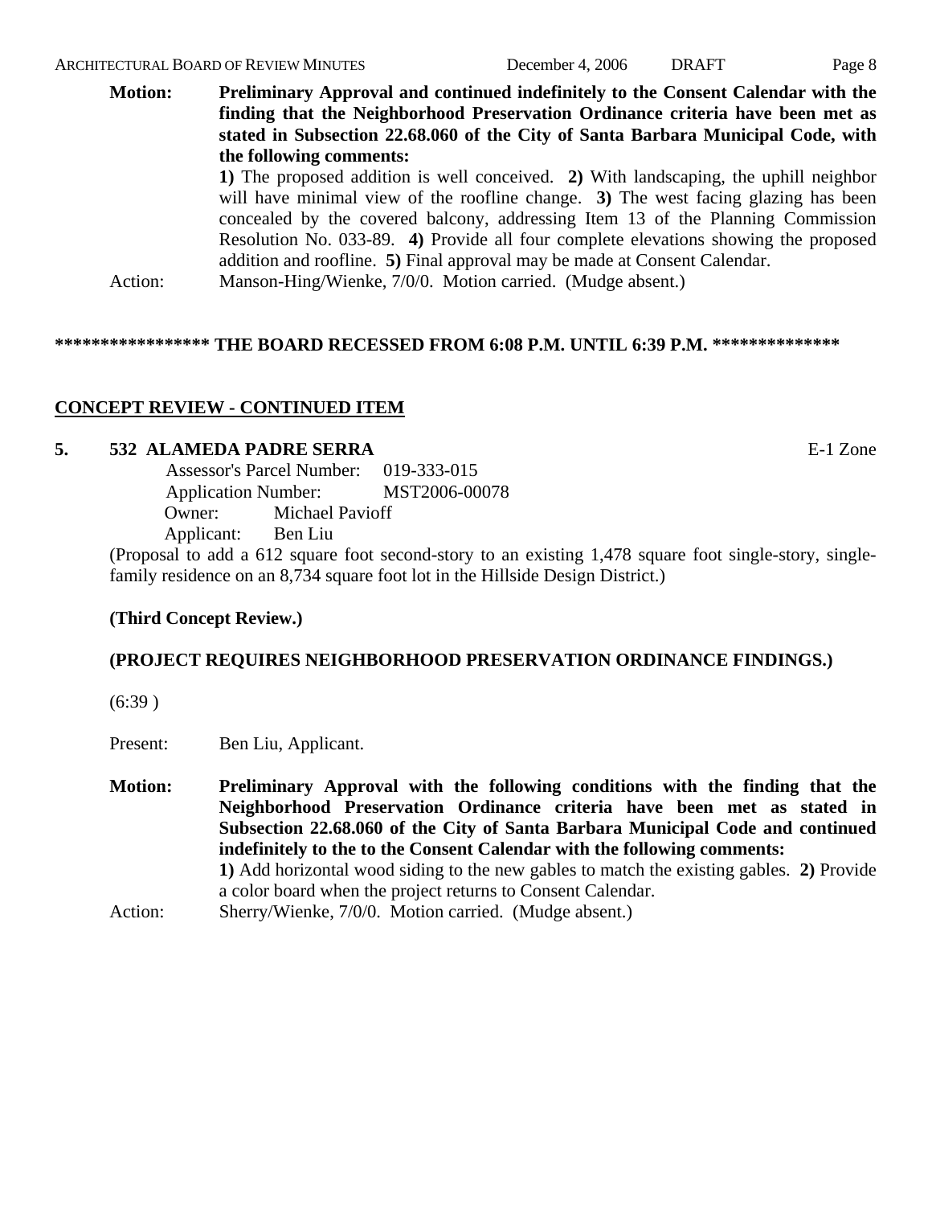**Motion:** **Preliminary Approval and continued indefinitely to the Consent Calendar with the finding that the Neighborhood Preservation Ordinance criteria have been met as stated in Subsection 22.68.060 of the City of Santa Barbara Municipal Code, with the following comments:**
**1)** The proposed addition is well conceived. **2)** With landscaping, the uphill neighbor will have minimal view of the roofline change. **3)** The west facing glazing has been concealed by the covered balcony, addressing Item 13 of the Planning Commission Resolution No. 033-89. **4)** Provide all four complete elevations showing the proposed addition and roofline. **5)** Final approval may be made at Consent Calendar.

Action: Manson-Hing/Wienke, 7/0/0. Motion carried. (Mudge absent.)

**\*\*\*\*\*\*\*\*\*\*\*\*\*\*\*\*\* THE BOARD RECESSED FROM 6:08 P.M. UNTIL 6:39 P.M. \*\*\*\*\*\*\*\*\*\*\*\*\*\***

## CONCEPT REVIEW - CONTINUED ITEM

### 5. 532 ALAMEDA PADRE SERRA — E-1 Zone

Assessor's Parcel Number: 019-333-015
Application Number: MST2006-00078
Owner: Michael Pavioff
Applicant: Ben Liu

(Proposal to add a 612 square foot second-story to an existing 1,478 square foot single-story, single-family residence on an 8,734 square foot lot in the Hillside Design District.)

**(Third Concept Review.)**

**(PROJECT REQUIRES NEIGHBORHOOD PRESERVATION ORDINANCE FINDINGS.)**

(6:39 )

Present: Ben Liu, Applicant.

**Motion:** **Preliminary Approval with the following conditions with the finding that the Neighborhood Preservation Ordinance criteria have been met as stated in Subsection 22.68.060 of the City of Santa Barbara Municipal Code and continued indefinitely to the to the Consent Calendar with the following comments:**
**1)** Add horizontal wood siding to the new gables to match the existing gables. **2)** Provide a color board when the project returns to Consent Calendar.

Action: Sherry/Wienke, 7/0/0. Motion carried. (Mudge absent.)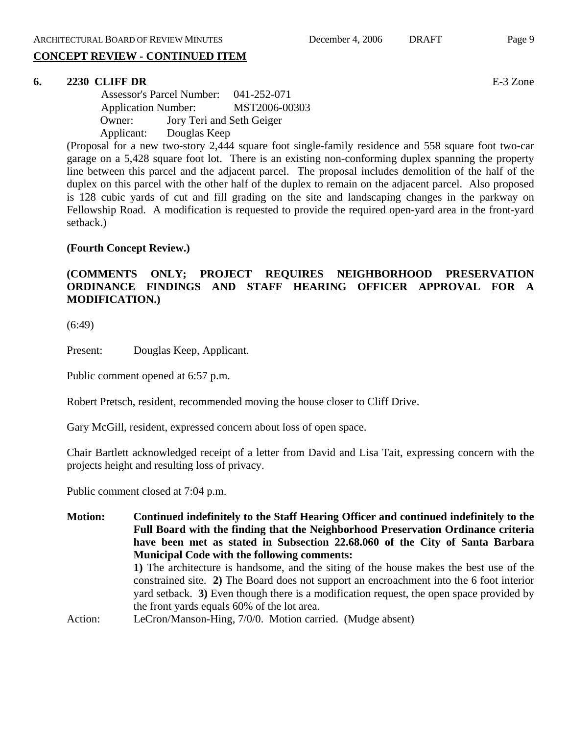## CONCEPT REVIEW - CONTINUED ITEM

**6. 2230 CLIFF DR** E-3 Zone

Assessor's Parcel Number: 041-252-071
Application Number: MST2006-00303
Owner: Jory Teri and Seth Geiger
Applicant: Douglas Keep

(Proposal for a new two-story 2,444 square foot single-family residence and 558 square foot two-car garage on a 5,428 square foot lot. There is an existing non-conforming duplex spanning the property line between this parcel and the adjacent parcel. The proposal includes demolition of the half of the duplex on this parcel with the other half of the duplex to remain on the adjacent parcel. Also proposed is 128 cubic yards of cut and fill grading on the site and landscaping changes in the parkway on Fellowship Road. A modification is requested to provide the required open-yard area in the front-yard setback.)

**(Fourth Concept Review.)**

**(COMMENTS ONLY; PROJECT REQUIRES NEIGHBORHOOD PRESERVATION ORDINANCE FINDINGS AND STAFF HEARING OFFICER APPROVAL FOR A MODIFICATION.)**

(6:49)

Present: Douglas Keep, Applicant.

Public comment opened at 6:57 p.m.

Robert Pretsch, resident, recommended moving the house closer to Cliff Drive.

Gary McGill, resident, expressed concern about loss of open space.

Chair Bartlett acknowledged receipt of a letter from David and Lisa Tait, expressing concern with the projects height and resulting loss of privacy.

Public comment closed at 7:04 p.m.

**Motion: Continued indefinitely to the Staff Hearing Officer and continued indefinitely to the Full Board with the finding that the Neighborhood Preservation Ordinance criteria have been met as stated in Subsection 22.68.060 of the City of Santa Barbara Municipal Code with the following comments:**

**1)** The architecture is handsome, and the siting of the house makes the best use of the constrained site. **2)** The Board does not support an encroachment into the 6 foot interior yard setback. **3)** Even though there is a modification request, the open space provided by the front yards equals 60% of the lot area.

Action: LeCron/Manson-Hing, 7/0/0. Motion carried. (Mudge absent)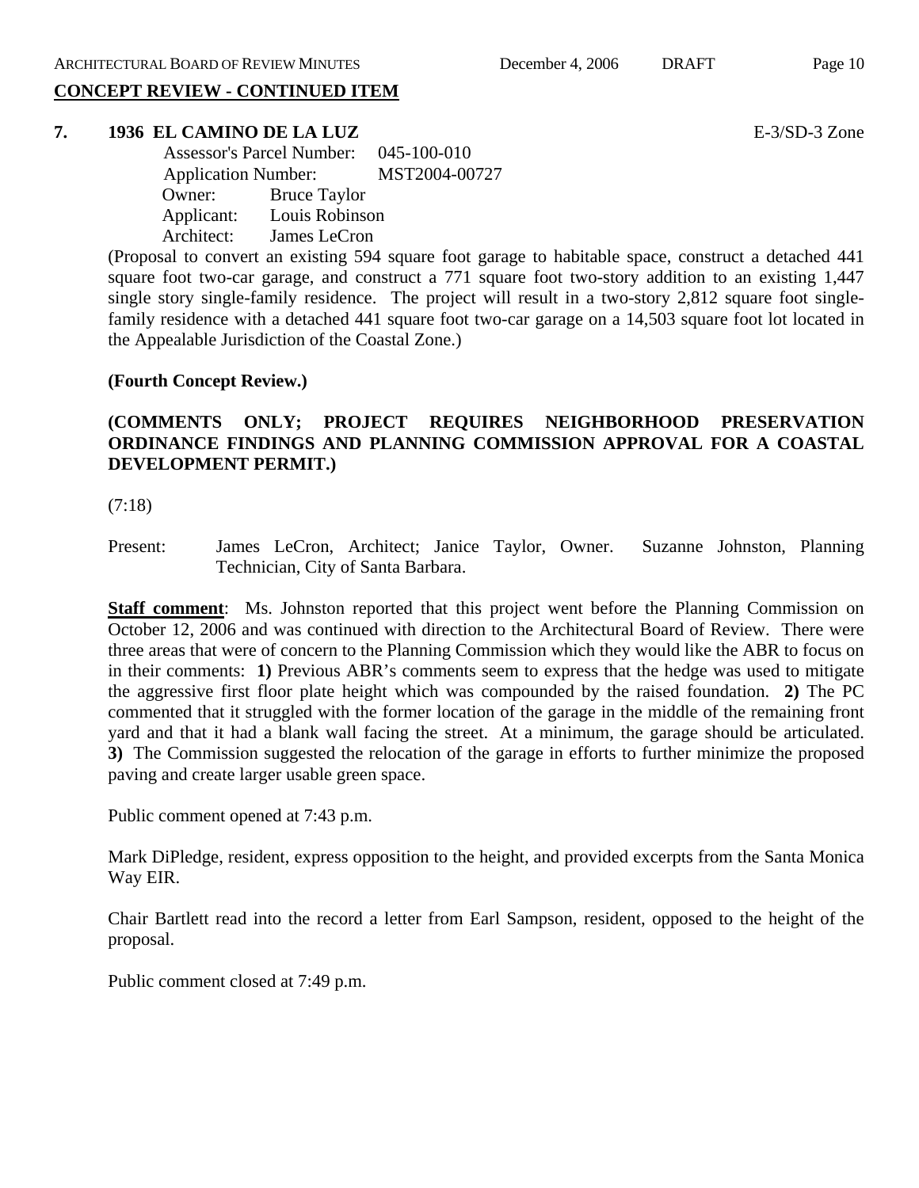## CONCEPT REVIEW - CONTINUED ITEM

**7. 1936 EL CAMINO DE LA LUZ** E-3/SD-3 Zone

Assessor's Parcel Number: 045-100-010
Application Number: MST2004-00727
Owner: Bruce Taylor
Applicant: Louis Robinson
Architect: James LeCron

(Proposal to convert an existing 594 square foot garage to habitable space, construct a detached 441 square foot two-car garage, and construct a 771 square foot two-story addition to an existing 1,447 single story single-family residence. The project will result in a two-story 2,812 square foot single-family residence with a detached 441 square foot two-car garage on a 14,503 square foot lot located in the Appealable Jurisdiction of the Coastal Zone.)

**(Fourth Concept Review.)**

**(COMMENTS ONLY; PROJECT REQUIRES NEIGHBORHOOD PRESERVATION ORDINANCE FINDINGS AND PLANNING COMMISSION APPROVAL FOR A COASTAL DEVELOPMENT PERMIT.)**

(7:18)

Present: James LeCron, Architect; Janice Taylor, Owner. Suzanne Johnston, Planning Technician, City of Santa Barbara.

**Staff comment**: Ms. Johnston reported that this project went before the Planning Commission on October 12, 2006 and was continued with direction to the Architectural Board of Review. There were three areas that were of concern to the Planning Commission which they would like the ABR to focus on in their comments: **1)** Previous ABR's comments seem to express that the hedge was used to mitigate the aggressive first floor plate height which was compounded by the raised foundation. **2)** The PC commented that it struggled with the former location of the garage in the middle of the remaining front yard and that it had a blank wall facing the street. At a minimum, the garage should be articulated. **3)** The Commission suggested the relocation of the garage in efforts to further minimize the proposed paving and create larger usable green space.

Public comment opened at 7:43 p.m.

Mark DiPledge, resident, express opposition to the height, and provided excerpts from the Santa Monica Way EIR.

Chair Bartlett read into the record a letter from Earl Sampson, resident, opposed to the height of the proposal.

Public comment closed at 7:49 p.m.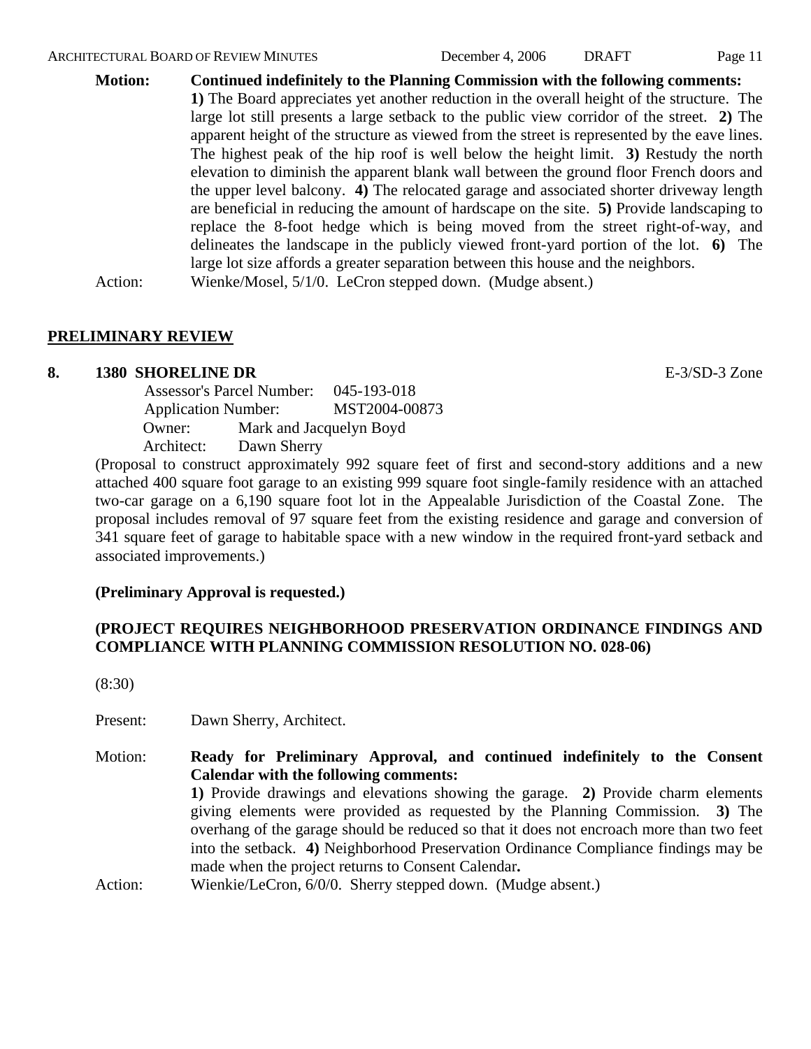**Motion:** **Continued indefinitely to the Planning Commission with the following comments:**
**1)** The Board appreciates yet another reduction in the overall height of the structure. The large lot still presents a large setback to the public view corridor of the street. **2)** The apparent height of the structure as viewed from the street is represented by the eave lines. The highest peak of the hip roof is well below the height limit. **3)** Restudy the north elevation to diminish the apparent blank wall between the ground floor French doors and the upper level balcony. **4)** The relocated garage and associated shorter driveway length are beneficial in reducing the amount of hardscape on the site. **5)** Provide landscaping to replace the 8-foot hedge which is being moved from the street right-of-way, and delineates the landscape in the publicly viewed front-yard portion of the lot. **6)** The large lot size affords a greater separation between this house and the neighbors.

Action: Wienke/Mosel, 5/1/0. LeCron stepped down. (Mudge absent.)

## PRELIMINARY REVIEW

### 8. 1380 SHORELINE DR — E-3/SD-3 Zone

Assessor's Parcel Number: 045-193-018
Application Number: MST2004-00873
Owner: Mark and Jacquelyn Boyd
Architect: Dawn Sherry

(Proposal to construct approximately 992 square feet of first and second-story additions and a new attached 400 square foot garage to an existing 999 square foot single-family residence with an attached two-car garage on a 6,190 square foot lot in the Appealable Jurisdiction of the Coastal Zone. The proposal includes removal of 97 square feet from the existing residence and garage and conversion of 341 square feet of garage to habitable space with a new window in the required front-yard setback and associated improvements.)

**(Preliminary Approval is requested.)**

**(PROJECT REQUIRES NEIGHBORHOOD PRESERVATION ORDINANCE FINDINGS AND COMPLIANCE WITH PLANNING COMMISSION RESOLUTION NO. 028-06)**

(8:30)

Present: Dawn Sherry, Architect.

Motion: **Ready for Preliminary Approval, and continued indefinitely to the Consent Calendar with the following comments:**
**1)** Provide drawings and elevations showing the garage. **2)** Provide charm elements giving elements were provided as requested by the Planning Commission. **3)** The overhang of the garage should be reduced so that it does not encroach more than two feet into the setback. **4)** Neighborhood Preservation Ordinance Compliance findings may be made when the project returns to Consent Calendar**.**

Action: Wienkie/LeCron, 6/0/0. Sherry stepped down. (Mudge absent.)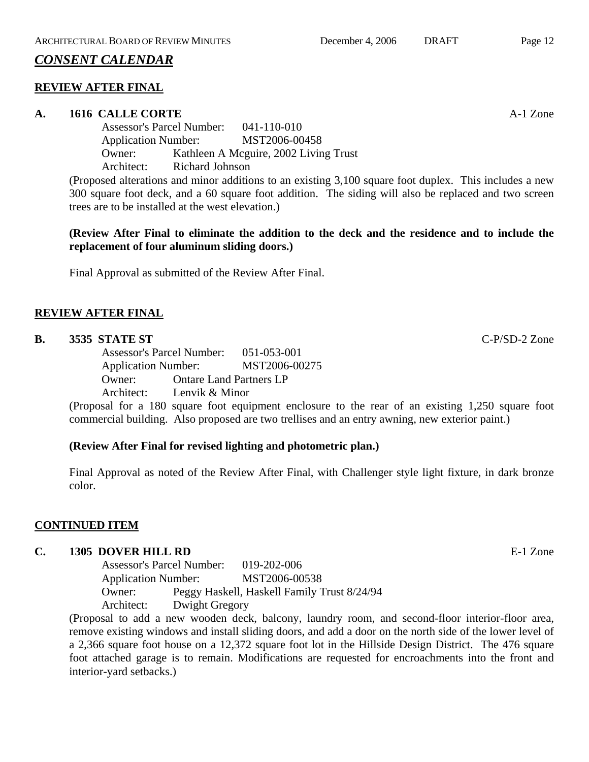## *CONSENT CALENDAR*

**REVIEW AFTER FINAL**

**A. 1616 CALLE CORTE** A-1 Zone

Assessor's Parcel Number: 041-110-010
Application Number: MST2006-00458
Owner: Kathleen A Mcguire, 2002 Living Trust
Architect: Richard Johnson

(Proposed alterations and minor additions to an existing 3,100 square foot duplex. This includes a new 300 square foot deck, and a 60 square foot addition. The siding will also be replaced and two screen trees are to be installed at the west elevation.)

**(Review After Final to eliminate the addition to the deck and the residence and to include the replacement of four aluminum sliding doors.)**

Final Approval as submitted of the Review After Final.

**REVIEW AFTER FINAL**

**B. 3535 STATE ST** C-P/SD-2 Zone

Assessor's Parcel Number: 051-053-001
Application Number: MST2006-00275
Owner: Ontare Land Partners LP
Architect: Lenvik & Minor

(Proposal for a 180 square foot equipment enclosure to the rear of an existing 1,250 square foot commercial building. Also proposed are two trellises and an entry awning, new exterior paint.)

**(Review After Final for revised lighting and photometric plan.)**

Final Approval as noted of the Review After Final, with Challenger style light fixture, in dark bronze color.

**CONTINUED ITEM**

**C. 1305 DOVER HILL RD** E-1 Zone

Assessor's Parcel Number: 019-202-006
Application Number: MST2006-00538
Owner: Peggy Haskell, Haskell Family Trust 8/24/94
Architect: Dwight Gregory

(Proposal to add a new wooden deck, balcony, laundry room, and second-floor interior-floor area, remove existing windows and install sliding doors, and add a door on the north side of the lower level of a 2,366 square foot house on a 12,372 square foot lot in the Hillside Design District. The 476 square foot attached garage is to remain. Modifications are requested for encroachments into the front and interior-yard setbacks.)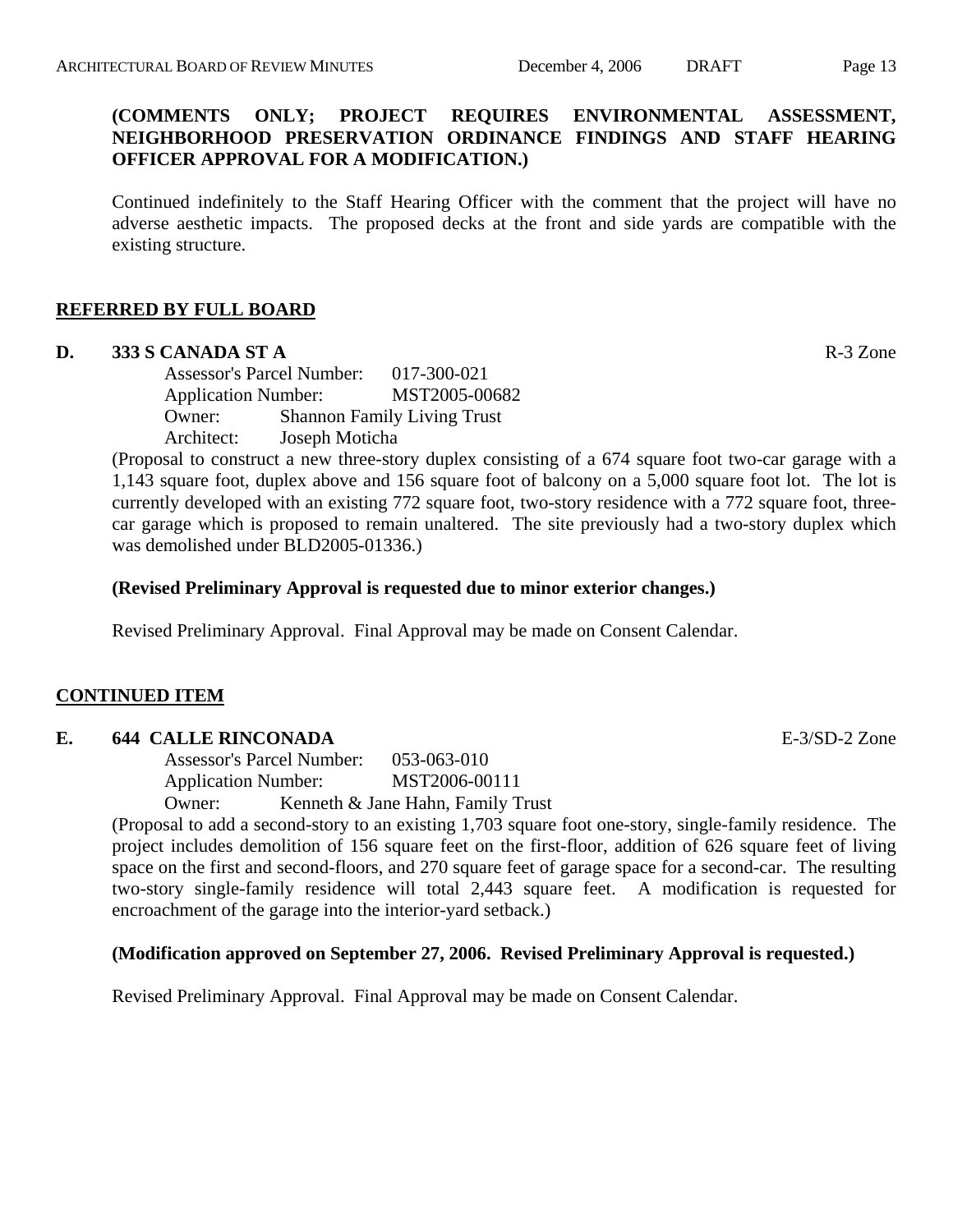**(COMMENTS ONLY; PROJECT REQUIRES ENVIRONMENTAL ASSESSMENT, NEIGHBORHOOD PRESERVATION ORDINANCE FINDINGS AND STAFF HEARING OFFICER APPROVAL FOR A MODIFICATION.)**

Continued indefinitely to the Staff Hearing Officer with the comment that the project will have no adverse aesthetic impacts. The proposed decks at the front and side yards are compatible with the existing structure.

## REFERRED BY FULL BOARD

**D. 333 S CANADA ST A** R-3 Zone

Assessor's Parcel Number: 017-300-021
Application Number: MST2005-00682
Owner: Shannon Family Living Trust
Architect: Joseph Moticha

(Proposal to construct a new three-story duplex consisting of a 674 square foot two-car garage with a 1,143 square foot, duplex above and 156 square foot of balcony on a 5,000 square foot lot. The lot is currently developed with an existing 772 square foot, two-story residence with a 772 square foot, three-car garage which is proposed to remain unaltered. The site previously had a two-story duplex which was demolished under BLD2005-01336.)

**(Revised Preliminary Approval is requested due to minor exterior changes.)**

Revised Preliminary Approval. Final Approval may be made on Consent Calendar.

## CONTINUED ITEM

**E. 644 CALLE RINCONADA** E-3/SD-2 Zone

Assessor's Parcel Number: 053-063-010
Application Number: MST2006-00111
Owner: Kenneth & Jane Hahn, Family Trust

(Proposal to add a second-story to an existing 1,703 square foot one-story, single-family residence. The project includes demolition of 156 square feet on the first-floor, addition of 626 square feet of living space on the first and second-floors, and 270 square feet of garage space for a second-car. The resulting two-story single-family residence will total 2,443 square feet. A modification is requested for encroachment of the garage into the interior-yard setback.)

**(Modification approved on September 27, 2006. Revised Preliminary Approval is requested.)**

Revised Preliminary Approval. Final Approval may be made on Consent Calendar.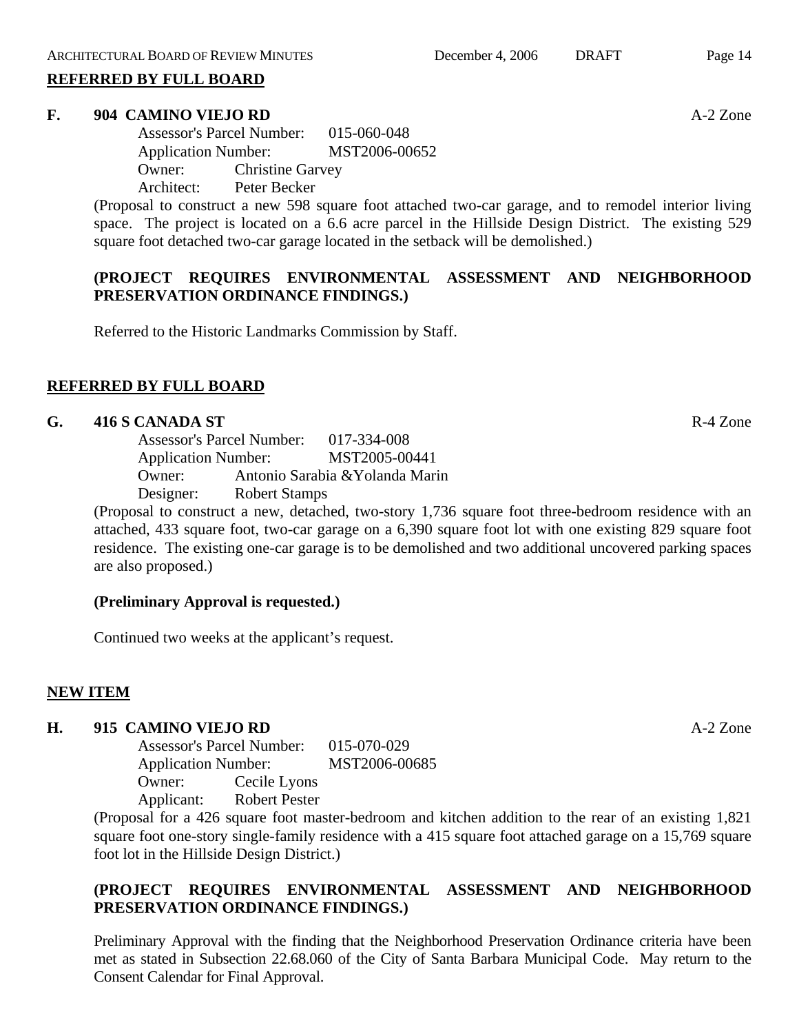**REFERRED BY FULL BOARD**

**F. 904 CAMINO VIEJO RD** A-2 Zone

Assessor's Parcel Number: 015-060-048
Application Number: MST2006-00652
Owner: Christine Garvey
Architect: Peter Becker

(Proposal to construct a new 598 square foot attached two-car garage, and to remodel interior living space. The project is located on a 6.6 acre parcel in the Hillside Design District. The existing 529 square foot detached two-car garage located in the setback will be demolished.)

**(PROJECT REQUIRES ENVIRONMENTAL ASSESSMENT AND NEIGHBORHOOD PRESERVATION ORDINANCE FINDINGS.)**

Referred to the Historic Landmarks Commission by Staff.

**REFERRED BY FULL BOARD**

**G. 416 S CANADA ST** R-4 Zone

Assessor's Parcel Number: 017-334-008
Application Number: MST2005-00441
Owner: Antonio Sarabia &Yolanda Marin
Designer: Robert Stamps

(Proposal to construct a new, detached, two-story 1,736 square foot three-bedroom residence with an attached, 433 square foot, two-car garage on a 6,390 square foot lot with one existing 829 square foot residence. The existing one-car garage is to be demolished and two additional uncovered parking spaces are also proposed.)

**(Preliminary Approval is requested.)**

Continued two weeks at the applicant's request.

**NEW ITEM**

**H. 915 CAMINO VIEJO RD** A-2 Zone

Assessor's Parcel Number: 015-070-029
Application Number: MST2006-00685
Owner: Cecile Lyons
Applicant: Robert Pester

(Proposal for a 426 square foot master-bedroom and kitchen addition to the rear of an existing 1,821 square foot one-story single-family residence with a 415 square foot attached garage on a 15,769 square foot lot in the Hillside Design District.)

**(PROJECT REQUIRES ENVIRONMENTAL ASSESSMENT AND NEIGHBORHOOD PRESERVATION ORDINANCE FINDINGS.)**

Preliminary Approval with the finding that the Neighborhood Preservation Ordinance criteria have been met as stated in Subsection 22.68.060 of the City of Santa Barbara Municipal Code. May return to the Consent Calendar for Final Approval.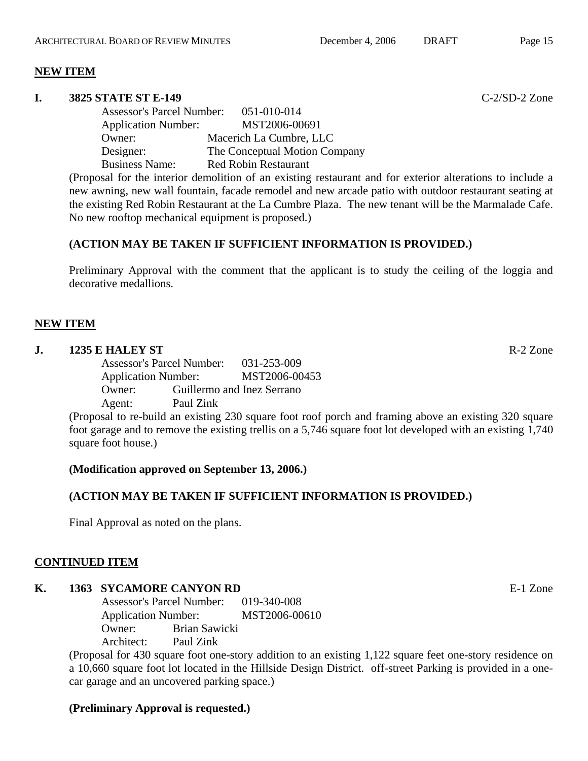**NEW ITEM**

**I. 3825 STATE ST E-149** C-2/SD-2 Zone

Assessor's Parcel Number: 051-010-014
Application Number: MST2006-00691
Owner: Macerich La Cumbre, LLC
Designer: The Conceptual Motion Company
Business Name: Red Robin Restaurant

(Proposal for the interior demolition of an existing restaurant and for exterior alterations to include a new awning, new wall fountain, facade remodel and new arcade patio with outdoor restaurant seating at the existing Red Robin Restaurant at the La Cumbre Plaza. The new tenant will be the Marmalade Cafe. No new rooftop mechanical equipment is proposed.)

**(ACTION MAY BE TAKEN IF SUFFICIENT INFORMATION IS PROVIDED.)**

Preliminary Approval with the comment that the applicant is to study the ceiling of the loggia and decorative medallions.

**NEW ITEM**

**J. 1235 E HALEY ST** R-2 Zone

Assessor's Parcel Number: 031-253-009
Application Number: MST2006-00453
Owner: Guillermo and Inez Serrano
Agent: Paul Zink

(Proposal to re-build an existing 230 square foot roof porch and framing above an existing 320 square foot garage and to remove the existing trellis on a 5,746 square foot lot developed with an existing 1,740 square foot house.)

**(Modification approved on September 13, 2006.)**

**(ACTION MAY BE TAKEN IF SUFFICIENT INFORMATION IS PROVIDED.)**

Final Approval as noted on the plans.

**CONTINUED ITEM**

**K. 1363 SYCAMORE CANYON RD** E-1 Zone

Assessor's Parcel Number: 019-340-008
Application Number: MST2006-00610
Owner: Brian Sawicki
Architect: Paul Zink

(Proposal for 430 square foot one-story addition to an existing 1,122 square feet one-story residence on a 10,660 square foot lot located in the Hillside Design District. off-street Parking is provided in a one-car garage and an uncovered parking space.)

**(Preliminary Approval is requested.)**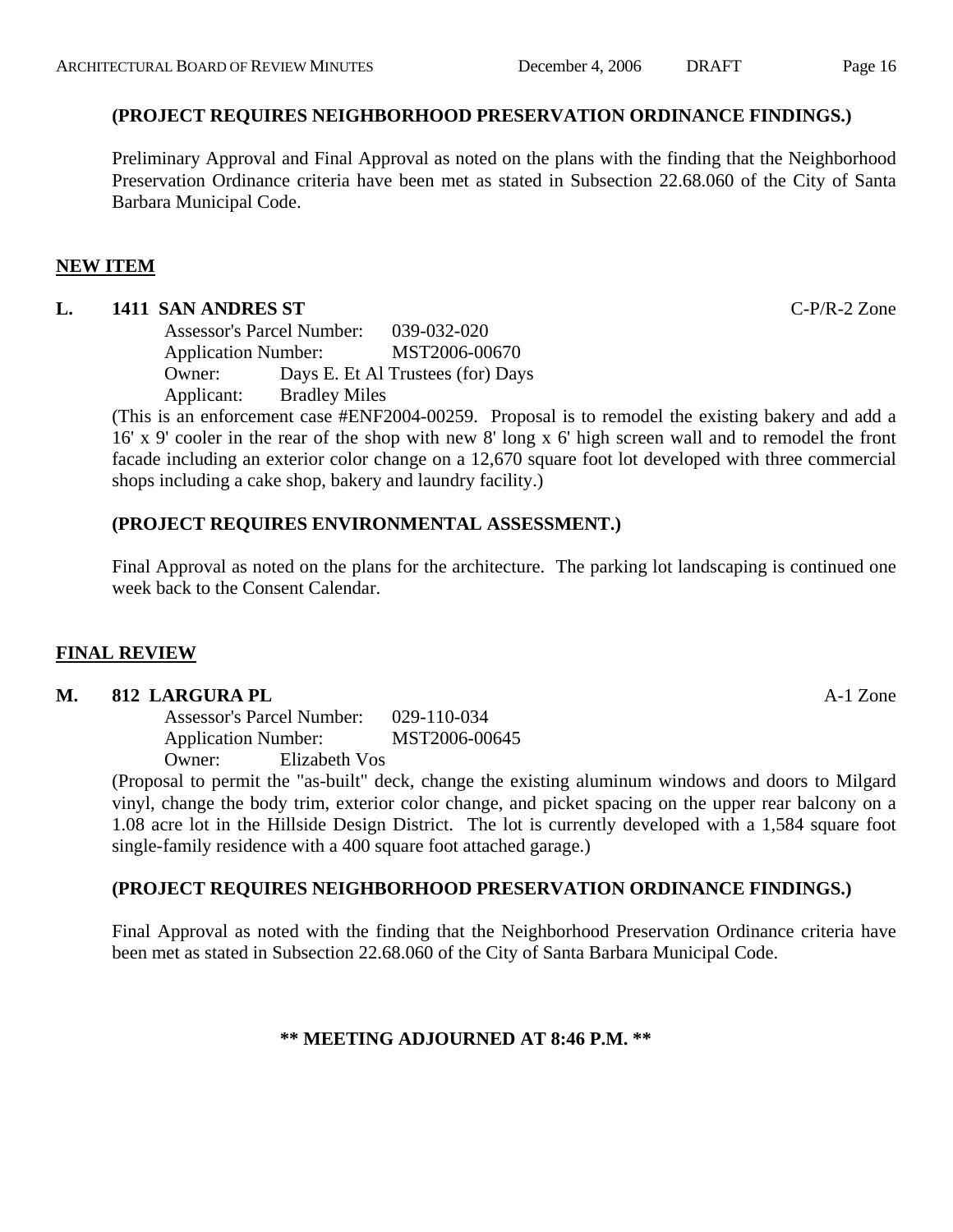**(PROJECT REQUIRES NEIGHBORHOOD PRESERVATION ORDINANCE FINDINGS.)**

Preliminary Approval and Final Approval as noted on the plans with the finding that the Neighborhood Preservation Ordinance criteria have been met as stated in Subsection 22.68.060 of the City of Santa Barbara Municipal Code.

## NEW ITEM

**L. 1411 SAN ANDRES ST** C-P/R-2 Zone

Assessor's Parcel Number: 039-032-020
Application Number: MST2006-00670
Owner: Days E. Et Al Trustees (for) Days
Applicant: Bradley Miles

(This is an enforcement case #ENF2004-00259. Proposal is to remodel the existing bakery and add a 16' x 9' cooler in the rear of the shop with new 8' long x 6' high screen wall and to remodel the front facade including an exterior color change on a 12,670 square foot lot developed with three commercial shops including a cake shop, bakery and laundry facility.)

**(PROJECT REQUIRES ENVIRONMENTAL ASSESSMENT.)**

Final Approval as noted on the plans for the architecture. The parking lot landscaping is continued one week back to the Consent Calendar.

## FINAL REVIEW

**M. 812 LARGURA PL** A-1 Zone

Assessor's Parcel Number: 029-110-034
Application Number: MST2006-00645
Owner: Elizabeth Vos

(Proposal to permit the "as-built" deck, change the existing aluminum windows and doors to Milgard vinyl, change the body trim, exterior color change, and picket spacing on the upper rear balcony on a 1.08 acre lot in the Hillside Design District. The lot is currently developed with a 1,584 square foot single-family residence with a 400 square foot attached garage.)

**(PROJECT REQUIRES NEIGHBORHOOD PRESERVATION ORDINANCE FINDINGS.)**

Final Approval as noted with the finding that the Neighborhood Preservation Ordinance criteria have been met as stated in Subsection 22.68.060 of the City of Santa Barbara Municipal Code.

**\*\* MEETING ADJOURNED AT 8:46 P.M. \*\***